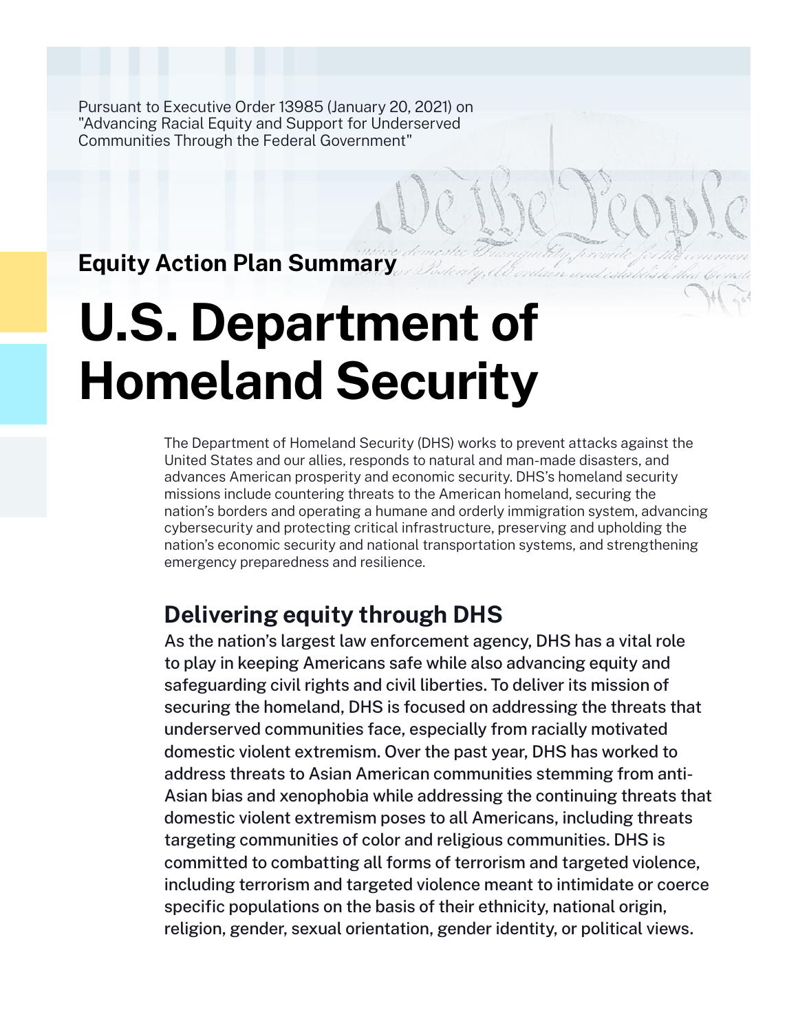Pursuant to Executive Order 13985 (January 20, 2021) on "Advancing Racial Equity and Support for Underserved Communities Through the Federal Government"

## Equity Action Plan Summary

# U.S. Department of Homeland Security

The Department of Homeland Security (DHS) works to prevent attacks against the United States and our allies, responds to natural and man-made disasters, and advances American prosperity and economic security. DHS's homeland security missions include countering threats to the American homeland, securing the nation's borders and operating a humane and orderly immigration system, advancing cybersecurity and protecting critical infrastructure, preserving and upholding the nation's economic security and national transportation systems, and strengthening emergency preparedness and resilience.

## Delivering equity through DHS

As the nation's largest law enforcement agency, DHS has a vital role to play in keeping Americans safe while also advancing equity and safeguarding civil rights and civil liberties. To deliver its mission of securing the homeland, DHS is focused on addressing the threats that underserved communities face, especially from racially motivated domestic violent extremism. Over the past year, DHS has worked to address threats to Asian American communities stemming from anti-Asian bias and xenophobia while addressing the continuing threats that domestic violent extremism poses to all Americans, including threats targeting communities of color and religious communities. DHS is committed to combatting all forms of terrorism and targeted violence, including terrorism and targeted violence meant to intimidate or coerce specific populations on the basis of their ethnicity, national origin, religion, gender, sexual orientation, gender identity, or political views.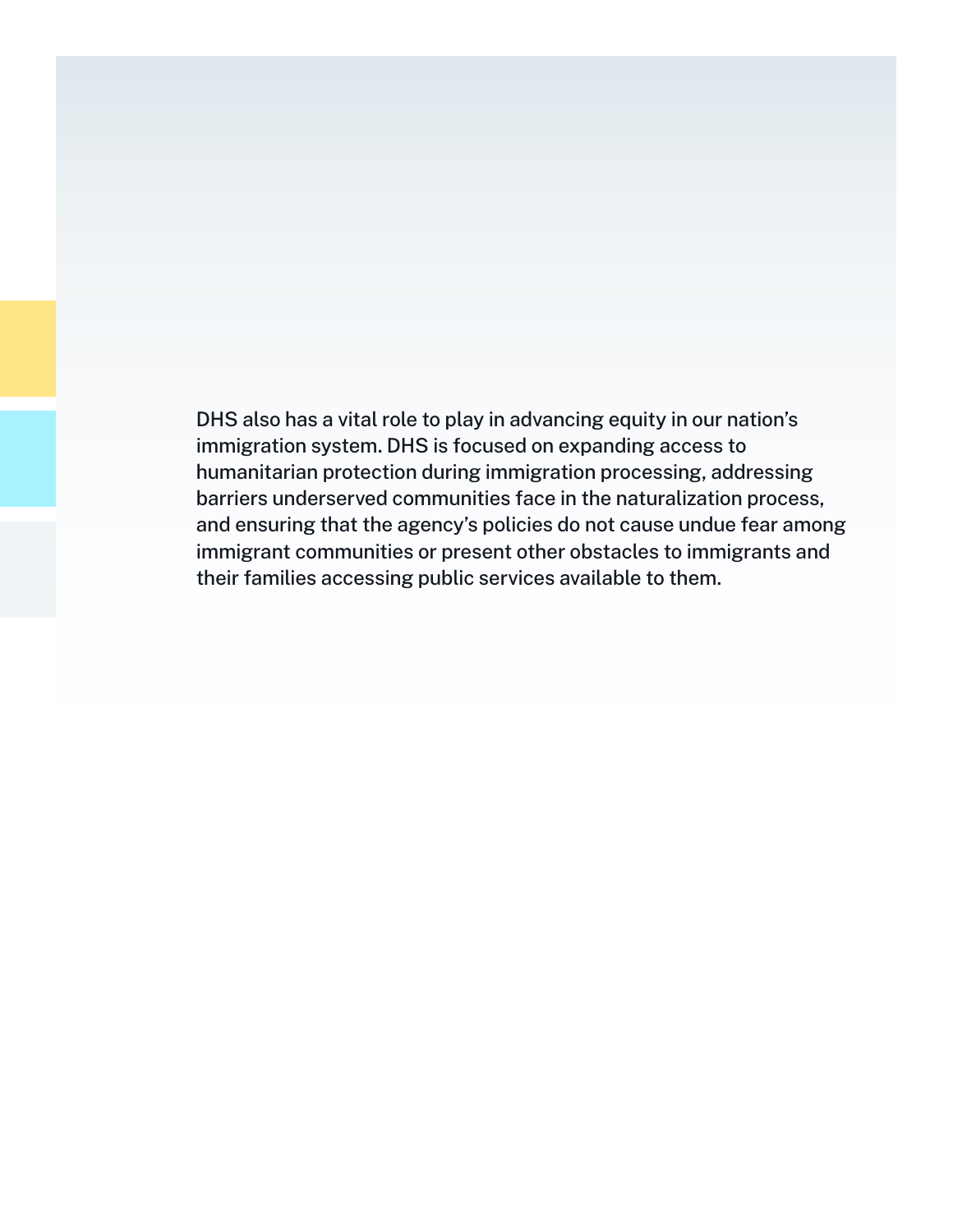DHS also has a vital role to play in advancing equity in our nation's immigration system. DHS is focused on expanding access to humanitarian protection during immigration processing, addressing barriers underserved communities face in the naturalization process, and ensuring that the agency's policies do not cause undue fear among immigrant communities or present other obstacles to immigrants and their families accessing public services available to them.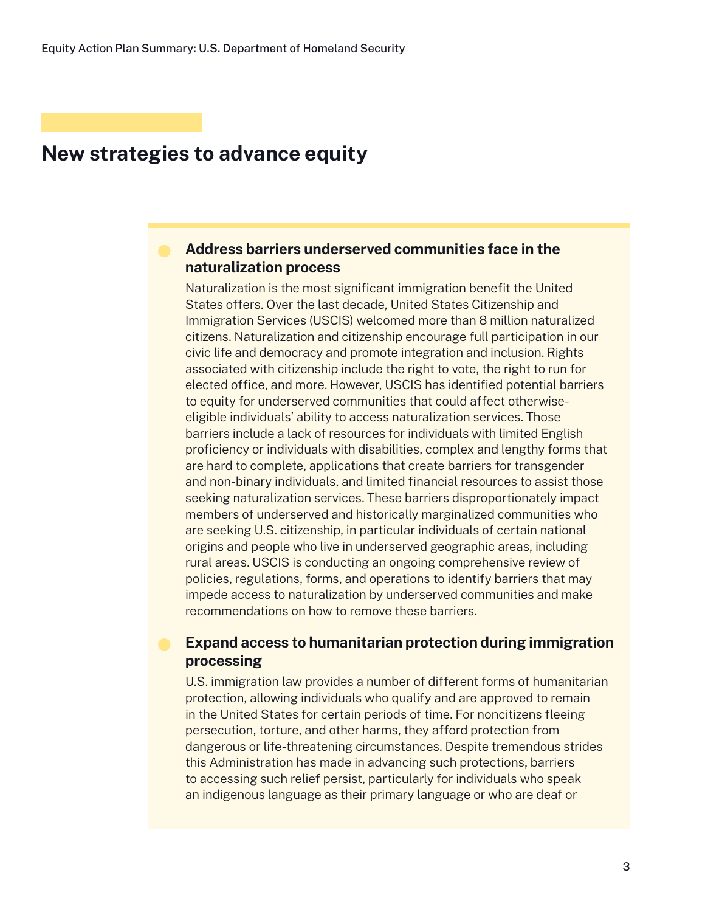## New strategies to advance equity

### Address barriers underserved communities face in the naturalization process

Naturalization is the most significant immigration benefit the United States offers. Over the last decade, United States Citizenship and Immigration Services (USCIS) welcomed more than 8 million naturalized citizens. Naturalization and citizenship encourage full participation in our civic life and democracy and promote integration and inclusion. Rights associated with citizenship include the right to vote, the right to run for elected office, and more. However, USCIS has identified potential barriers to equity for underserved communities that could affect otherwise-eligible individuals' ability to access naturalization services. Those barriers include a lack of resources for individuals with limited English proficiency or individuals with disabilities, complex and lengthy forms that are hard to complete, applications that create barriers for transgender and non-binary individuals, and limited financial resources to assist those seeking naturalization services. These barriers disproportionately impact members of underserved and historically marginalized communities who are seeking U.S. citizenship, in particular individuals of certain national origins and people who live in underserved geographic areas, including rural areas. USCIS is conducting an ongoing comprehensive review of policies, regulations, forms, and operations to identify barriers that may impede access to naturalization by underserved communities and make recommendations on how to remove these barriers.

### Expand access to humanitarian protection during immigration processing

U.S. immigration law provides a number of different forms of humanitarian protection, allowing individuals who qualify and are approved to remain in the United States for certain periods of time. For noncitizens fleeing persecution, torture, and other harms, they afford protection from dangerous or life-threatening circumstances. Despite tremendous strides this Administration has made in advancing such protections, barriers to accessing such relief persist, particularly for individuals who speak an indigenous language as their primary language or who are deaf or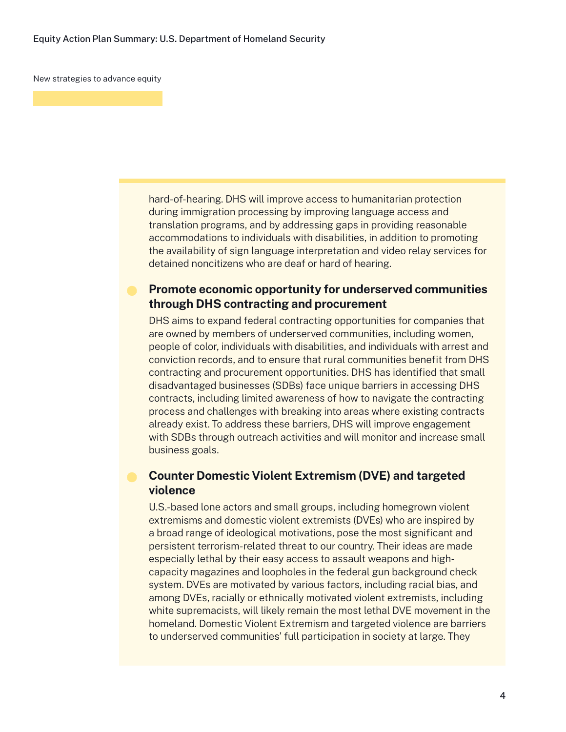New strategies to advance equity

hard-of-hearing. DHS will improve access to humanitarian protection during immigration processing by improving language access and translation programs, and by addressing gaps in providing reasonable accommodations to individuals with disabilities, in addition to promoting the availability of sign language interpretation and video relay services for detained noncitizens who are deaf or hard of hearing.

- **Promote economic opportunity for underserved communities through DHS contracting and procurement**

  DHS aims to expand federal contracting opportunities for companies that are owned by members of underserved communities, including women, people of color, individuals with disabilities, and individuals with arrest and conviction records, and to ensure that rural communities benefit from DHS contracting and procurement opportunities. DHS has identified that small disadvantaged businesses (SDBs) face unique barriers in accessing DHS contracts, including limited awareness of how to navigate the contracting process and challenges with breaking into areas where existing contracts already exist. To address these barriers, DHS will improve engagement with SDBs through outreach activities and will monitor and increase small business goals.

- **Counter Domestic Violent Extremism (DVE) and targeted violence**

  U.S.-based lone actors and small groups, including homegrown violent extremisms and domestic violent extremists (DVEs) who are inspired by a broad range of ideological motivations, pose the most significant and persistent terrorism-related threat to our country. Their ideas are made especially lethal by their easy access to assault weapons and high-capacity magazines and loopholes in the federal gun background check system. DVEs are motivated by various factors, including racial bias, and among DVEs, racially or ethnically motivated violent extremists, including white supremacists, will likely remain the most lethal DVE movement in the homeland. Domestic Violent Extremism and targeted violence are barriers to underserved communities' full participation in society at large. They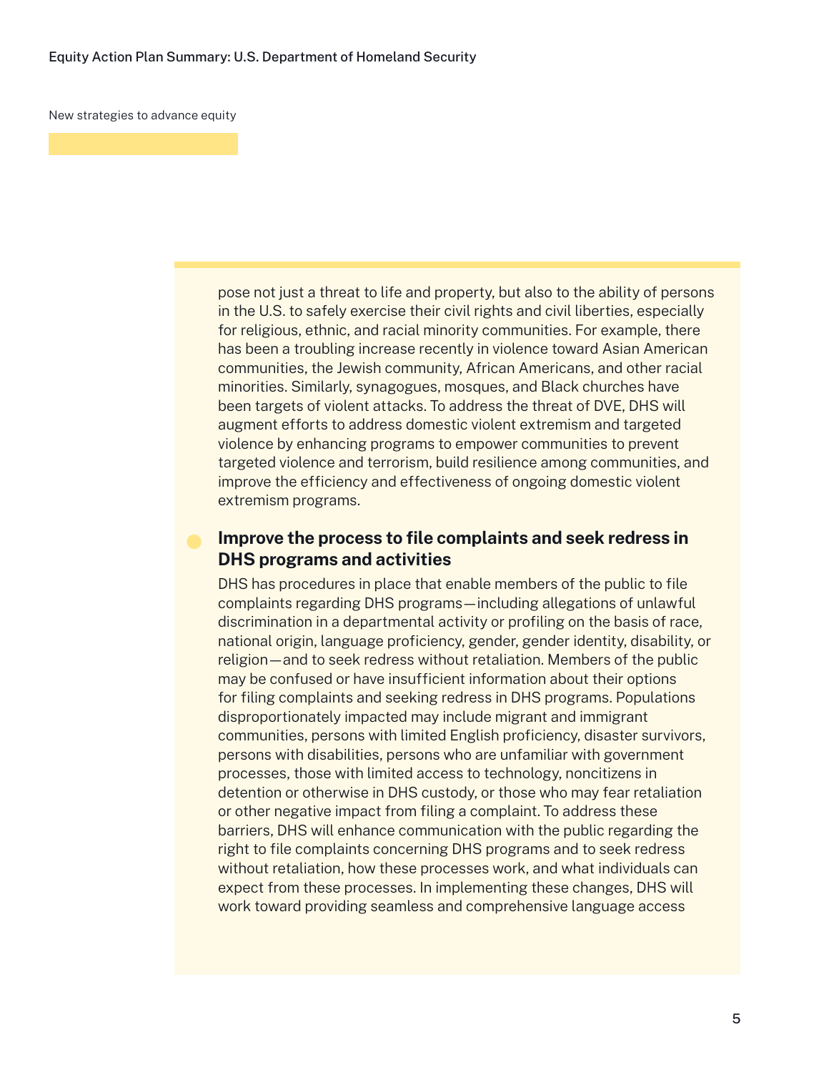New strategies to advance equity

pose not just a threat to life and property, but also to the ability of persons in the U.S. to safely exercise their civil rights and civil liberties, especially for religious, ethnic, and racial minority communities. For example, there has been a troubling increase recently in violence toward Asian American communities, the Jewish community, African Americans, and other racial minorities. Similarly, synagogues, mosques, and Black churches have been targets of violent attacks. To address the threat of DVE, DHS will augment efforts to address domestic violent extremism and targeted violence by enhancing programs to empower communities to prevent targeted violence and terrorism, build resilience among communities, and improve the efficiency and effectiveness of ongoing domestic violent extremism programs.

### Improve the process to file complaints and seek redress in DHS programs and activities

DHS has procedures in place that enable members of the public to file complaints regarding DHS programs—including allegations of unlawful discrimination in a departmental activity or profiling on the basis of race, national origin, language proficiency, gender, gender identity, disability, or religion—and to seek redress without retaliation. Members of the public may be confused or have insufficient information about their options for filing complaints and seeking redress in DHS programs. Populations disproportionately impacted may include migrant and immigrant communities, persons with limited English proficiency, disaster survivors, persons with disabilities, persons who are unfamiliar with government processes, those with limited access to technology, noncitizens in detention or otherwise in DHS custody, or those who may fear retaliation or other negative impact from filing a complaint. To address these barriers, DHS will enhance communication with the public regarding the right to file complaints concerning DHS programs and to seek redress without retaliation, how these processes work, and what individuals can expect from these processes. In implementing these changes, DHS will work toward providing seamless and comprehensive language access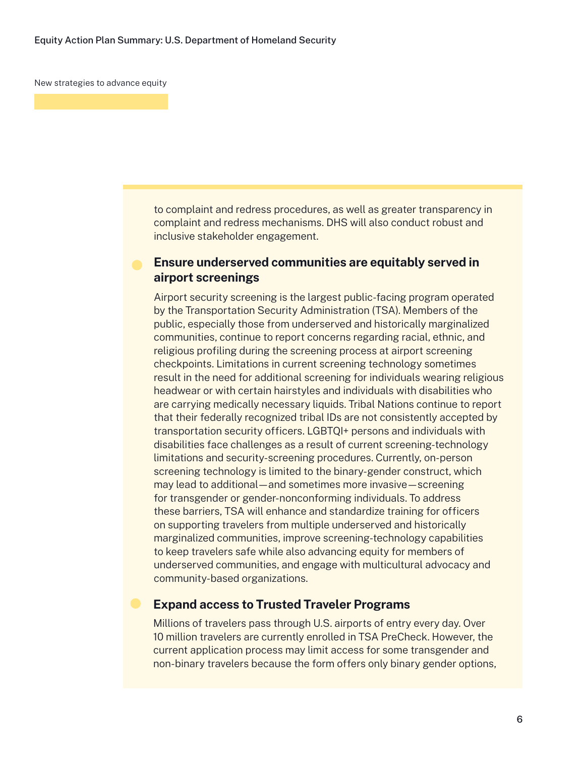New strategies to advance equity

to complaint and redress procedures, as well as greater transparency in complaint and redress mechanisms. DHS will also conduct robust and inclusive stakeholder engagement.

### Ensure underserved communities are equitably served in airport screenings

Airport security screening is the largest public-facing program operated by the Transportation Security Administration (TSA). Members of the public, especially those from underserved and historically marginalized communities, continue to report concerns regarding racial, ethnic, and religious profiling during the screening process at airport screening checkpoints. Limitations in current screening technology sometimes result in the need for additional screening for individuals wearing religious headwear or with certain hairstyles and individuals with disabilities who are carrying medically necessary liquids. Tribal Nations continue to report that their federally recognized tribal IDs are not consistently accepted by transportation security officers. LGBTQI+ persons and individuals with disabilities face challenges as a result of current screening-technology limitations and security-screening procedures. Currently, on-person screening technology is limited to the binary-gender construct, which may lead to additional—and sometimes more invasive—screening for transgender or gender-nonconforming individuals. To address these barriers, TSA will enhance and standardize training for officers on supporting travelers from multiple underserved and historically marginalized communities, improve screening-technology capabilities to keep travelers safe while also advancing equity for members of underserved communities, and engage with multicultural advocacy and community-based organizations.

### Expand access to Trusted Traveler Programs

Millions of travelers pass through U.S. airports of entry every day. Over 10 million travelers are currently enrolled in TSA PreCheck. However, the current application process may limit access for some transgender and non-binary travelers because the form offers only binary gender options,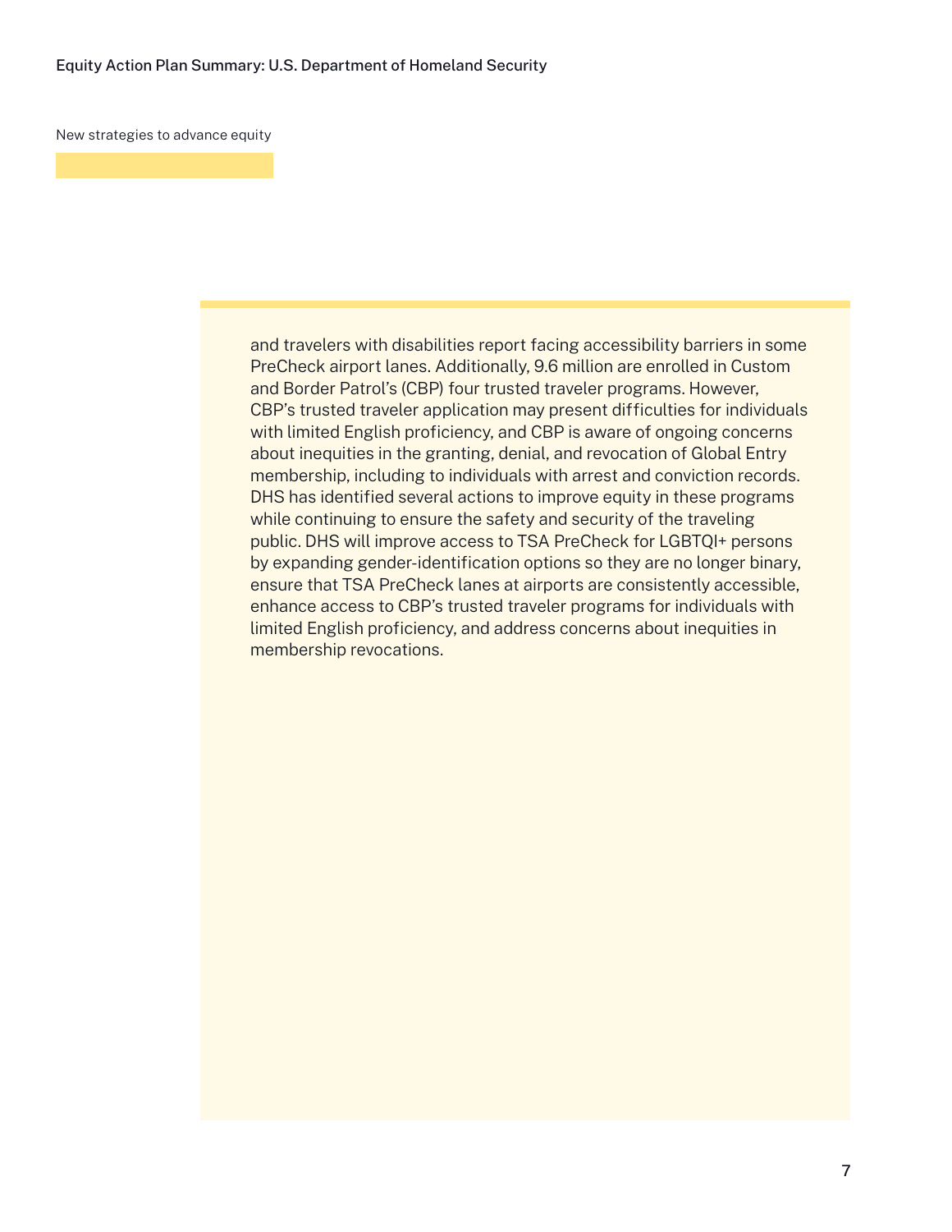New strategies to advance equity

and travelers with disabilities report facing accessibility barriers in some PreCheck airport lanes. Additionally, 9.6 million are enrolled in Custom and Border Patrol's (CBP) four trusted traveler programs. However, CBP's trusted traveler application may present difficulties for individuals with limited English proficiency, and CBP is aware of ongoing concerns about inequities in the granting, denial, and revocation of Global Entry membership, including to individuals with arrest and conviction records. DHS has identified several actions to improve equity in these programs while continuing to ensure the safety and security of the traveling public. DHS will improve access to TSA PreCheck for LGBTQI+ persons by expanding gender-identification options so they are no longer binary, ensure that TSA PreCheck lanes at airports are consistently accessible, enhance access to CBP's trusted traveler programs for individuals with limited English proficiency, and address concerns about inequities in membership revocations.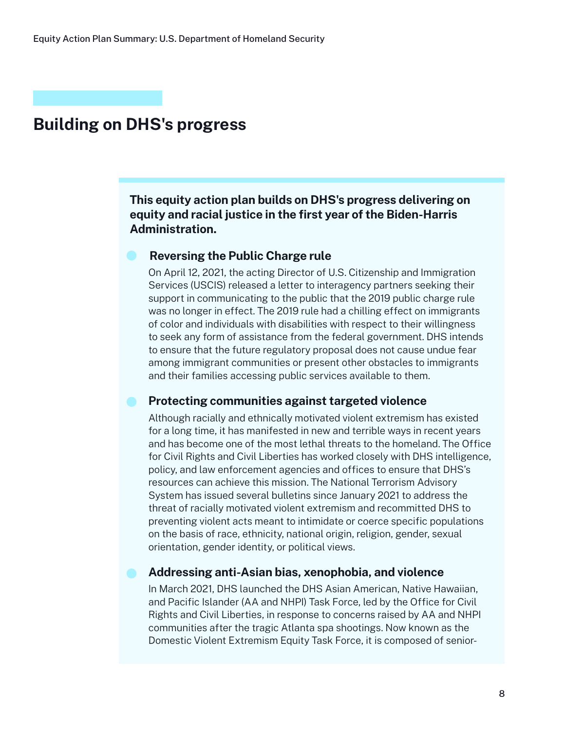## Building on DHS's progress

**This equity action plan builds on DHS's progress delivering on equity and racial justice in the first year of the Biden-Harris Administration.**

- ### Reversing the Public Charge rule

  On April 12, 2021, the acting Director of U.S. Citizenship and Immigration Services (USCIS) released a letter to interagency partners seeking their support in communicating to the public that the 2019 public charge rule was no longer in effect. The 2019 rule had a chilling effect on immigrants of color and individuals with disabilities with respect to their willingness to seek any form of assistance from the federal government. DHS intends to ensure that the future regulatory proposal does not cause undue fear among immigrant communities or present other obstacles to immigrants and their families accessing public services available to them.

- ### Protecting communities against targeted violence

  Although racially and ethnically motivated violent extremism has existed for a long time, it has manifested in new and terrible ways in recent years and has become one of the most lethal threats to the homeland. The Office for Civil Rights and Civil Liberties has worked closely with DHS intelligence, policy, and law enforcement agencies and offices to ensure that DHS's resources can achieve this mission. The National Terrorism Advisory System has issued several bulletins since January 2021 to address the threat of racially motivated violent extremism and recommitted DHS to preventing violent acts meant to intimidate or coerce specific populations on the basis of race, ethnicity, national origin, religion, gender, sexual orientation, gender identity, or political views.

- ### Addressing anti-Asian bias, xenophobia, and violence

  In March 2021, DHS launched the DHS Asian American, Native Hawaiian, and Pacific Islander (AA and NHPI) Task Force, led by the Office for Civil Rights and Civil Liberties, in response to concerns raised by AA and NHPI communities after the tragic Atlanta spa shootings. Now known as the Domestic Violent Extremism Equity Task Force, it is composed of senior-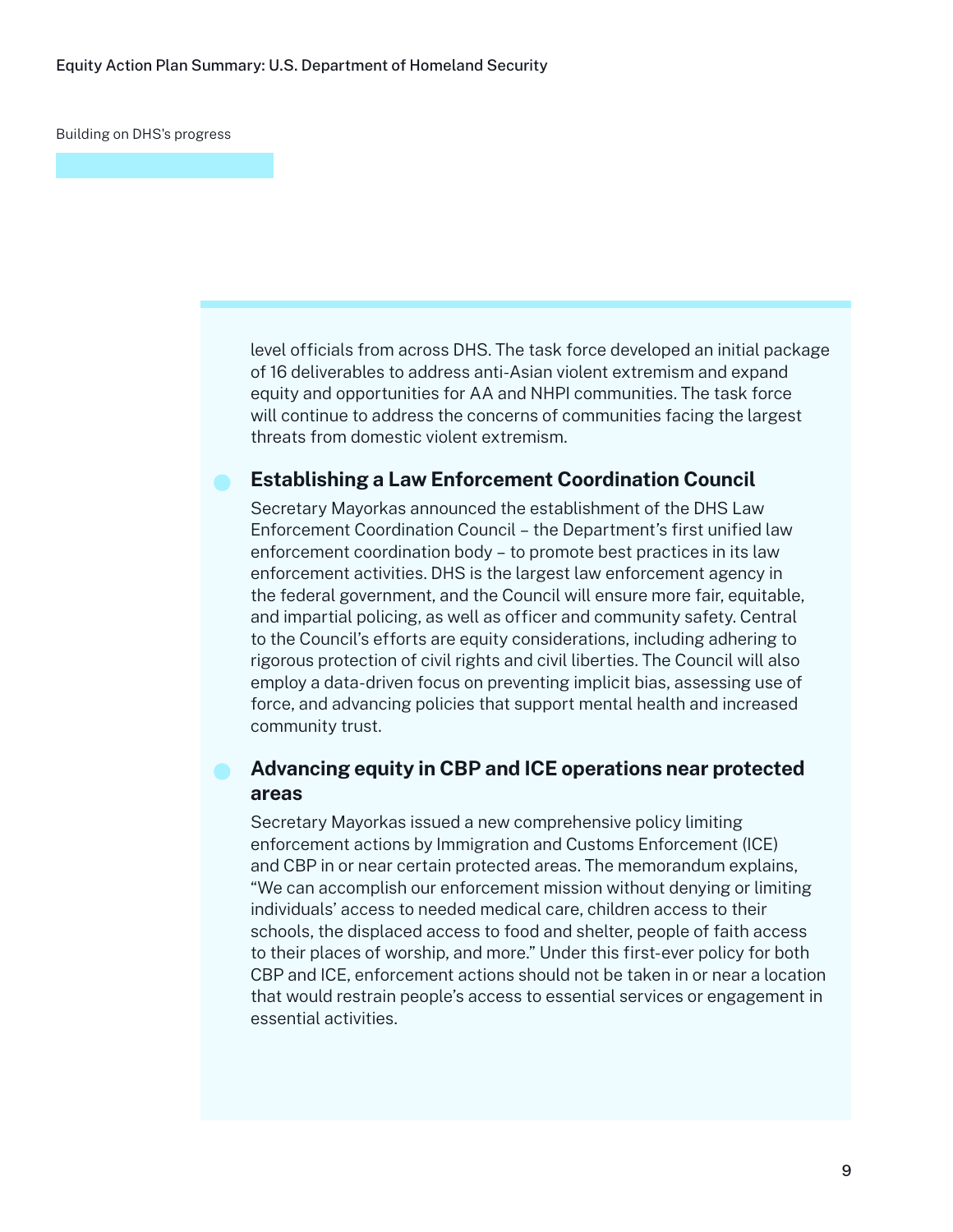Building on DHS's progress

level officials from across DHS. The task force developed an initial package of 16 deliverables to address anti-Asian violent extremism and expand equity and opportunities for AA and NHPI communities. The task force will continue to address the concerns of communities facing the largest threats from domestic violent extremism.

- **Establishing a Law Enforcement Coordination Council**

  Secretary Mayorkas announced the establishment of the DHS Law Enforcement Coordination Council – the Department's first unified law enforcement coordination body – to promote best practices in its law enforcement activities. DHS is the largest law enforcement agency in the federal government, and the Council will ensure more fair, equitable, and impartial policing, as well as officer and community safety. Central to the Council's efforts are equity considerations, including adhering to rigorous protection of civil rights and civil liberties. The Council will also employ a data-driven focus on preventing implicit bias, assessing use of force, and advancing policies that support mental health and increased community trust.

- **Advancing equity in CBP and ICE operations near protected areas**

  Secretary Mayorkas issued a new comprehensive policy limiting enforcement actions by Immigration and Customs Enforcement (ICE) and CBP in or near certain protected areas. The memorandum explains, "We can accomplish our enforcement mission without denying or limiting individuals' access to needed medical care, children access to their schools, the displaced access to food and shelter, people of faith access to their places of worship, and more." Under this first-ever policy for both CBP and ICE, enforcement actions should not be taken in or near a location that would restrain people's access to essential services or engagement in essential activities.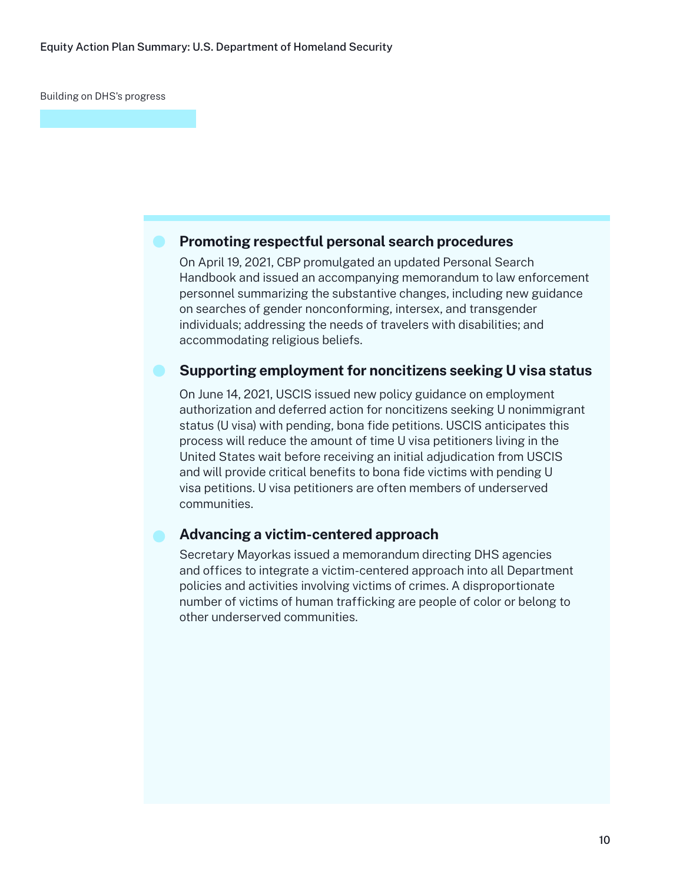Building on DHS's progress

- **Promoting respectful personal search procedures**

  On April 19, 2021, CBP promulgated an updated Personal Search Handbook and issued an accompanying memorandum to law enforcement personnel summarizing the substantive changes, including new guidance on searches of gender nonconforming, intersex, and transgender individuals; addressing the needs of travelers with disabilities; and accommodating religious beliefs.

- **Supporting employment for noncitizens seeking U visa status**

  On June 14, 2021, USCIS issued new policy guidance on employment authorization and deferred action for noncitizens seeking U nonimmigrant status (U visa) with pending, bona fide petitions. USCIS anticipates this process will reduce the amount of time U visa petitioners living in the United States wait before receiving an initial adjudication from USCIS and will provide critical benefits to bona fide victims with pending U visa petitions. U visa petitioners are often members of underserved communities.

- **Advancing a victim-centered approach**

  Secretary Mayorkas issued a memorandum directing DHS agencies and offices to integrate a victim-centered approach into all Department policies and activities involving victims of crimes. A disproportionate number of victims of human trafficking are people of color or belong to other underserved communities.